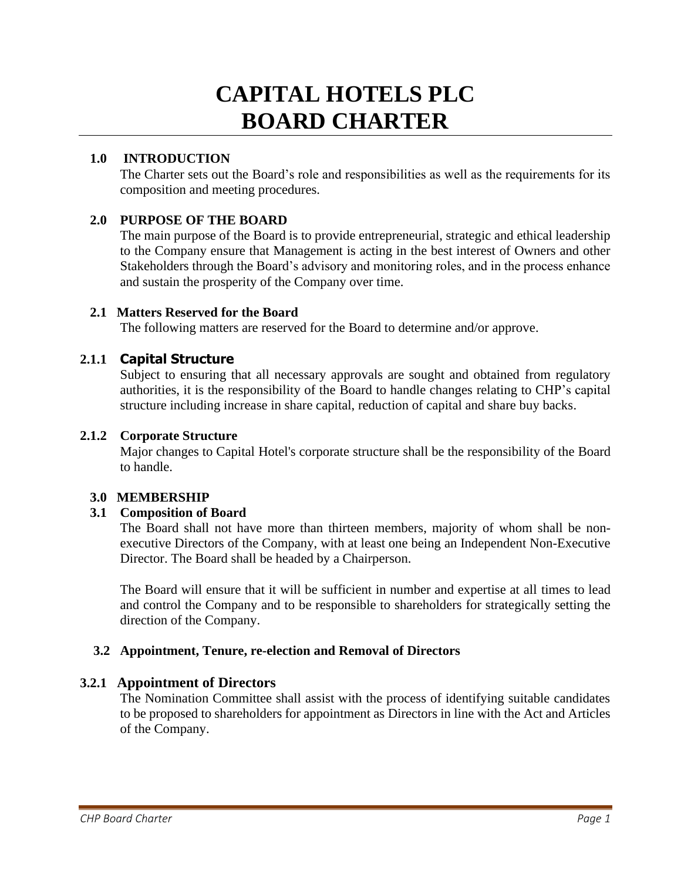# CAPITAL HOTELS PLC
# BOARD CHARTER

## 1.0 INTRODUCTION

The Charter sets out the Board's role and responsibilities as well as the requirements for its composition and meeting procedures.

## 2.0 PURPOSE OF THE BOARD

The main purpose of the Board is to provide entrepreneurial, strategic and ethical leadership to the Company ensure that Management is acting in the best interest of Owners and other Stakeholders through the Board's advisory and monitoring roles, and in the process enhance and sustain the prosperity of the Company over time.

### 2.1 Matters Reserved for the Board

The following matters are reserved for the Board to determine and/or approve.

#### 2.1.1 Capital Structure

Subject to ensuring that all necessary approvals are sought and obtained from regulatory authorities, it is the responsibility of the Board to handle changes relating to CHP's capital structure including increase in share capital, reduction of capital and share buy backs.

#### 2.1.2 Corporate Structure

Major changes to Capital Hotel's corporate structure shall be the responsibility of the Board to handle.

## 3.0 MEMBERSHIP

### 3.1 Composition of Board

The Board shall not have more than thirteen members, majority of whom shall be non-executive Directors of the Company, with at least one being an Independent Non-Executive Director. The Board shall be headed by a Chairperson.

The Board will ensure that it will be sufficient in number and expertise at all times to lead and control the Company and to be responsible to shareholders for strategically setting the direction of the Company.

### 3.2 Appointment, Tenure, re-election and Removal of Directors

#### 3.2.1 Appointment of Directors

The Nomination Committee shall assist with the process of identifying suitable candidates to be proposed to shareholders for appointment as Directors in line with the Act and Articles of the Company.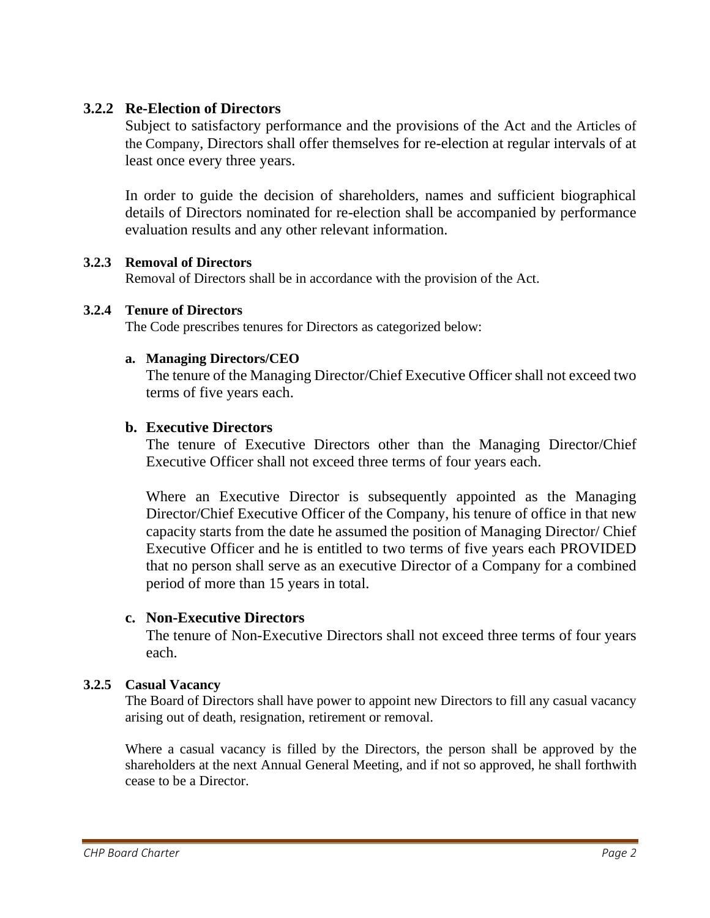### 3.2.2 Re-Election of Directors

Subject to satisfactory performance and the provisions of the Act and the Articles of the Company, Directors shall offer themselves for re-election at regular intervals of at least once every three years.

In order to guide the decision of shareholders, names and sufficient biographical details of Directors nominated for re-election shall be accompanied by performance evaluation results and any other relevant information.

### 3.2.3 Removal of Directors

Removal of Directors shall be in accordance with the provision of the Act.

### 3.2.4 Tenure of Directors

The Code prescribes tenures for Directors as categorized below:

**a. Managing Directors/CEO**

The tenure of the Managing Director/Chief Executive Officer shall not exceed two terms of five years each.

**b. Executive Directors**

The tenure of Executive Directors other than the Managing Director/Chief Executive Officer shall not exceed three terms of four years each.

Where an Executive Director is subsequently appointed as the Managing Director/Chief Executive Officer of the Company, his tenure of office in that new capacity starts from the date he assumed the position of Managing Director/ Chief Executive Officer and he is entitled to two terms of five years each PROVIDED that no person shall serve as an executive Director of a Company for a combined period of more than 15 years in total.

**c. Non-Executive Directors**

The tenure of Non-Executive Directors shall not exceed three terms of four years each.

### 3.2.5 Casual Vacancy

The Board of Directors shall have power to appoint new Directors to fill any casual vacancy arising out of death, resignation, retirement or removal.

Where a casual vacancy is filled by the Directors, the person shall be approved by the shareholders at the next Annual General Meeting, and if not so approved, he shall forthwith cease to be a Director.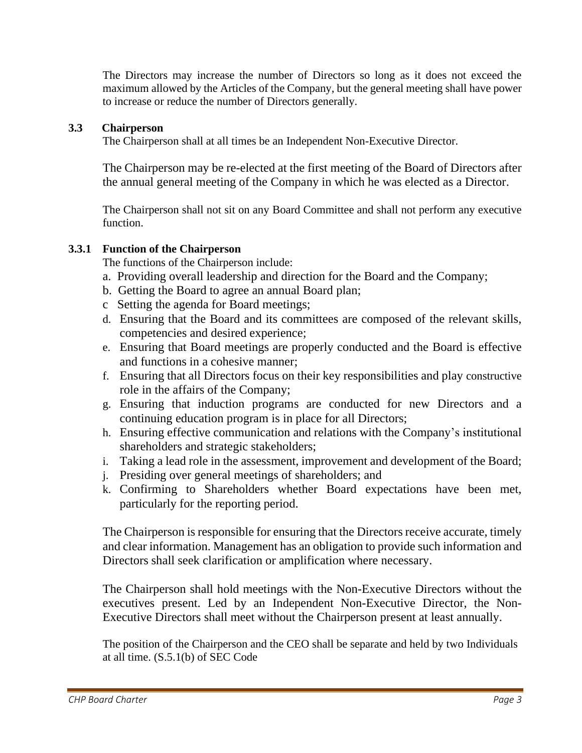The Directors may increase the number of Directors so long as it does not exceed the maximum allowed by the Articles of the Company, but the general meeting shall have power to increase or reduce the number of Directors generally.

### 3.3 Chairperson

The Chairperson shall at all times be an Independent Non-Executive Director.

The Chairperson may be re-elected at the first meeting of the Board of Directors after the annual general meeting of the Company in which he was elected as a Director.

The Chairperson shall not sit on any Board Committee and shall not perform any executive function.

#### 3.3.1 Function of the Chairperson

The functions of the Chairperson include:

a. Providing overall leadership and direction for the Board and the Company;
b. Getting the Board to agree an annual Board plan;
c Setting the agenda for Board meetings;
d. Ensuring that the Board and its committees are composed of the relevant skills, competencies and desired experience;
e. Ensuring that Board meetings are properly conducted and the Board is effective and functions in a cohesive manner;
f. Ensuring that all Directors focus on their key responsibilities and play constructive role in the affairs of the Company;
g. Ensuring that induction programs are conducted for new Directors and a continuing education program is in place for all Directors;
h. Ensuring effective communication and relations with the Company's institutional shareholders and strategic stakeholders;
i. Taking a lead role in the assessment, improvement and development of the Board;
j. Presiding over general meetings of shareholders; and
k. Confirming to Shareholders whether Board expectations have been met, particularly for the reporting period.

The Chairperson is responsible for ensuring that the Directors receive accurate, timely and clear information. Management has an obligation to provide such information and Directors shall seek clarification or amplification where necessary.

The Chairperson shall hold meetings with the Non-Executive Directors without the executives present. Led by an Independent Non-Executive Director, the Non-Executive Directors shall meet without the Chairperson present at least annually.

The position of the Chairperson and the CEO shall be separate and held by two Individuals at all time. (S.5.1(b) of SEC Code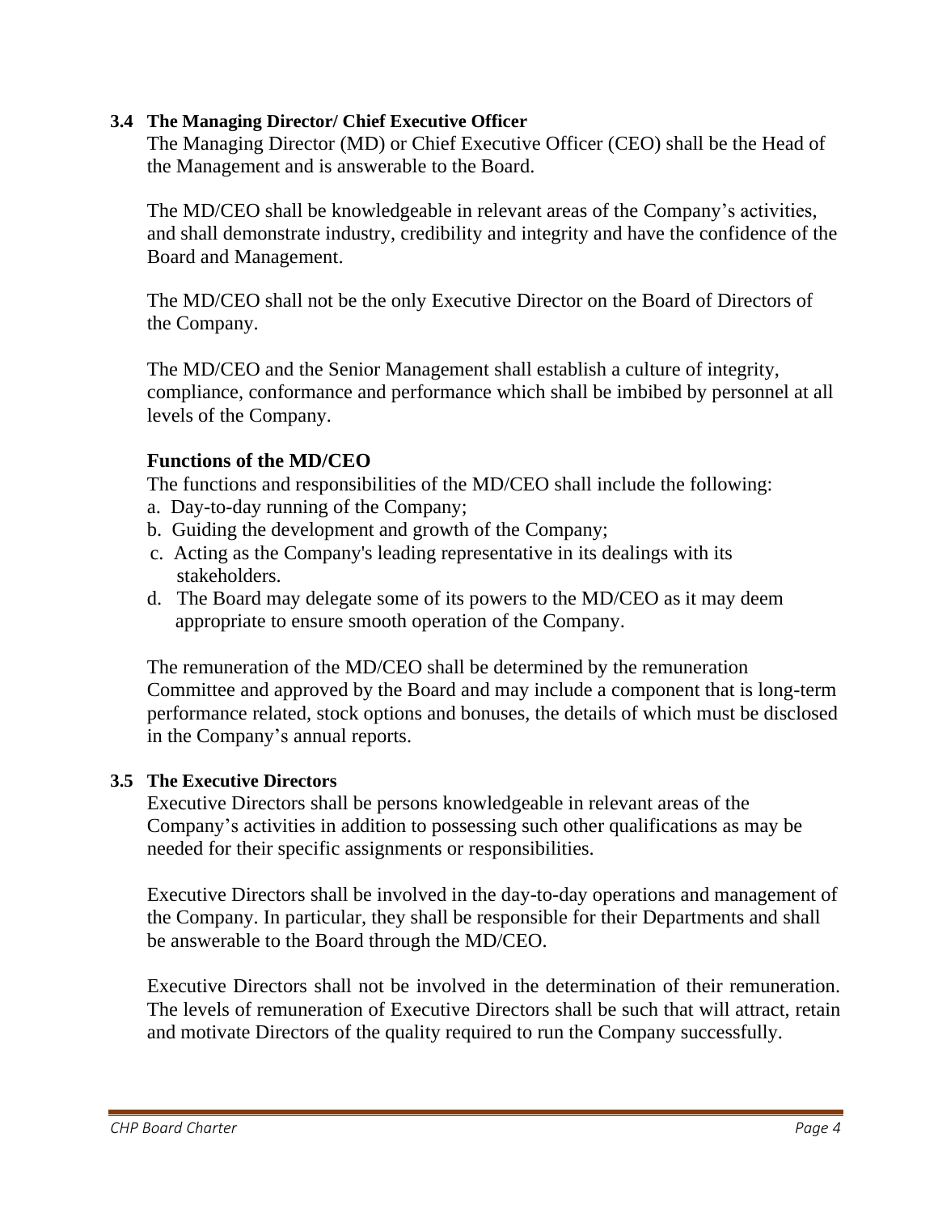### 3.4 The Managing Director/ Chief Executive Officer

The Managing Director (MD) or Chief Executive Officer (CEO) shall be the Head of the Management and is answerable to the Board.

The MD/CEO shall be knowledgeable in relevant areas of the Company's activities, and shall demonstrate industry, credibility and integrity and have the confidence of the Board and Management.

The MD/CEO shall not be the only Executive Director on the Board of Directors of the Company.

The MD/CEO and the Senior Management shall establish a culture of integrity, compliance, conformance and performance which shall be imbibed by personnel at all levels of the Company.

#### Functions of the MD/CEO

The functions and responsibilities of the MD/CEO shall include the following:

a. Day-to-day running of the Company;
b. Guiding the development and growth of the Company;
c. Acting as the Company's leading representative in its dealings with its stakeholders.
d. The Board may delegate some of its powers to the MD/CEO as it may deem appropriate to ensure smooth operation of the Company.

The remuneration of the MD/CEO shall be determined by the remuneration Committee and approved by the Board and may include a component that is long-term performance related, stock options and bonuses, the details of which must be disclosed in the Company's annual reports.

### 3.5 The Executive Directors

Executive Directors shall be persons knowledgeable in relevant areas of the Company's activities in addition to possessing such other qualifications as may be needed for their specific assignments or responsibilities.

Executive Directors shall be involved in the day-to-day operations and management of the Company. In particular, they shall be responsible for their Departments and shall be answerable to the Board through the MD/CEO.

Executive Directors shall not be involved in the determination of their remuneration. The levels of remuneration of Executive Directors shall be such that will attract, retain and motivate Directors of the quality required to run the Company successfully.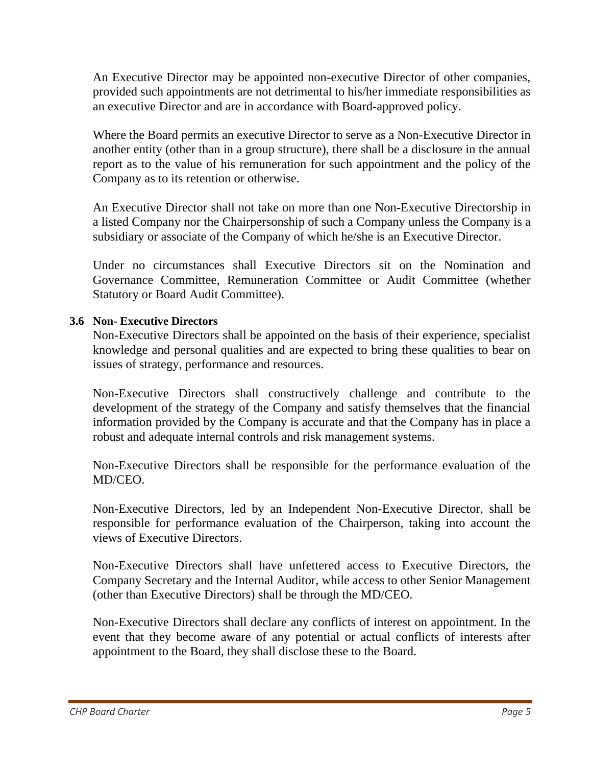An Executive Director may be appointed non-executive Director of other companies, provided such appointments are not detrimental to his/her immediate responsibilities as an executive Director and are in accordance with Board-approved policy.

Where the Board permits an executive Director to serve as a Non-Executive Director in another entity (other than in a group structure), there shall be a disclosure in the annual report as to the value of his remuneration for such appointment and the policy of the Company as to its retention or otherwise.

An Executive Director shall not take on more than one Non-Executive Directorship in a listed Company nor the Chairpersonship of such a Company unless the Company is a subsidiary or associate of the Company of which he/she is an Executive Director.

Under no circumstances shall Executive Directors sit on the Nomination and Governance Committee, Remuneration Committee or Audit Committee (whether Statutory or Board Audit Committee).

**3.6 Non- Executive Directors**

Non-Executive Directors shall be appointed on the basis of their experience, specialist knowledge and personal qualities and are expected to bring these qualities to bear on issues of strategy, performance and resources.

Non-Executive Directors shall constructively challenge and contribute to the development of the strategy of the Company and satisfy themselves that the financial information provided by the Company is accurate and that the Company has in place a robust and adequate internal controls and risk management systems.

Non-Executive Directors shall be responsible for the performance evaluation of the MD/CEO.

Non-Executive Directors, led by an Independent Non-Executive Director, shall be responsible for performance evaluation of the Chairperson, taking into account the views of Executive Directors.

Non-Executive Directors shall have unfettered access to Executive Directors, the Company Secretary and the Internal Auditor, while access to other Senior Management (other than Executive Directors) shall be through the MD/CEO.

Non-Executive Directors shall declare any conflicts of interest on appointment. In the event that they become aware of any potential or actual conflicts of interests after appointment to the Board, they shall disclose these to the Board.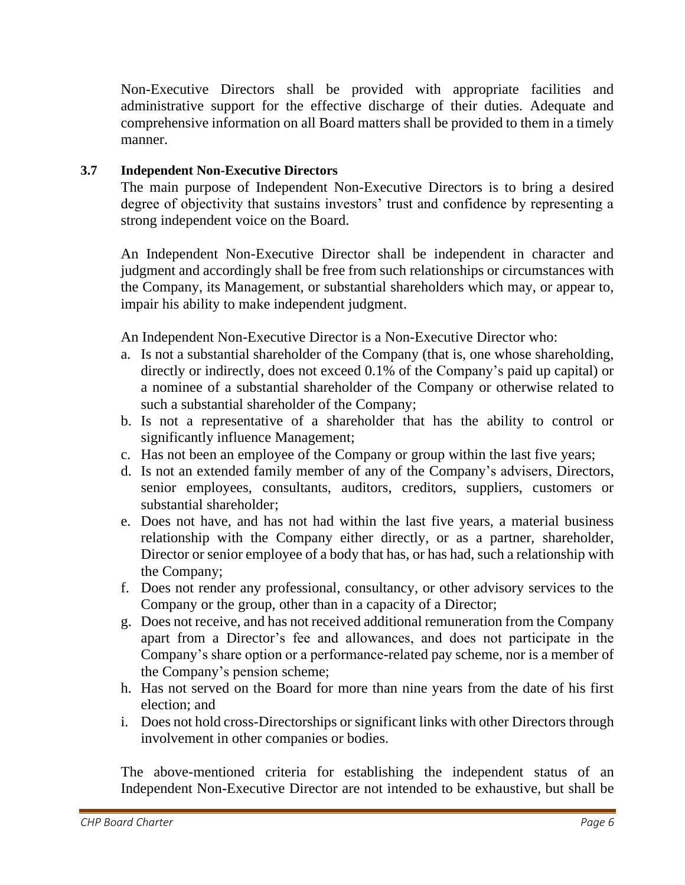Non-Executive Directors shall be provided with appropriate facilities and administrative support for the effective discharge of their duties. Adequate and comprehensive information on all Board matters shall be provided to them in a timely manner.

### 3.7 Independent Non-Executive Directors

The main purpose of Independent Non-Executive Directors is to bring a desired degree of objectivity that sustains investors' trust and confidence by representing a strong independent voice on the Board.

An Independent Non-Executive Director shall be independent in character and judgment and accordingly shall be free from such relationships or circumstances with the Company, its Management, or substantial shareholders which may, or appear to, impair his ability to make independent judgment.

An Independent Non-Executive Director is a Non-Executive Director who:

a. Is not a substantial shareholder of the Company (that is, one whose shareholding, directly or indirectly, does not exceed 0.1% of the Company's paid up capital) or a nominee of a substantial shareholder of the Company or otherwise related to such a substantial shareholder of the Company;
b. Is not a representative of a shareholder that has the ability to control or significantly influence Management;
c. Has not been an employee of the Company or group within the last five years;
d. Is not an extended family member of any of the Company's advisers, Directors, senior employees, consultants, auditors, creditors, suppliers, customers or substantial shareholder;
e. Does not have, and has not had within the last five years, a material business relationship with the Company either directly, or as a partner, shareholder, Director or senior employee of a body that has, or has had, such a relationship with the Company;
f. Does not render any professional, consultancy, or other advisory services to the Company or the group, other than in a capacity of a Director;
g. Does not receive, and has not received additional remuneration from the Company apart from a Director's fee and allowances, and does not participate in the Company's share option or a performance-related pay scheme, nor is a member of the Company's pension scheme;
h. Has not served on the Board for more than nine years from the date of his first election; and
i. Does not hold cross-Directorships or significant links with other Directors through involvement in other companies or bodies.

The above-mentioned criteria for establishing the independent status of an Independent Non-Executive Director are not intended to be exhaustive, but shall be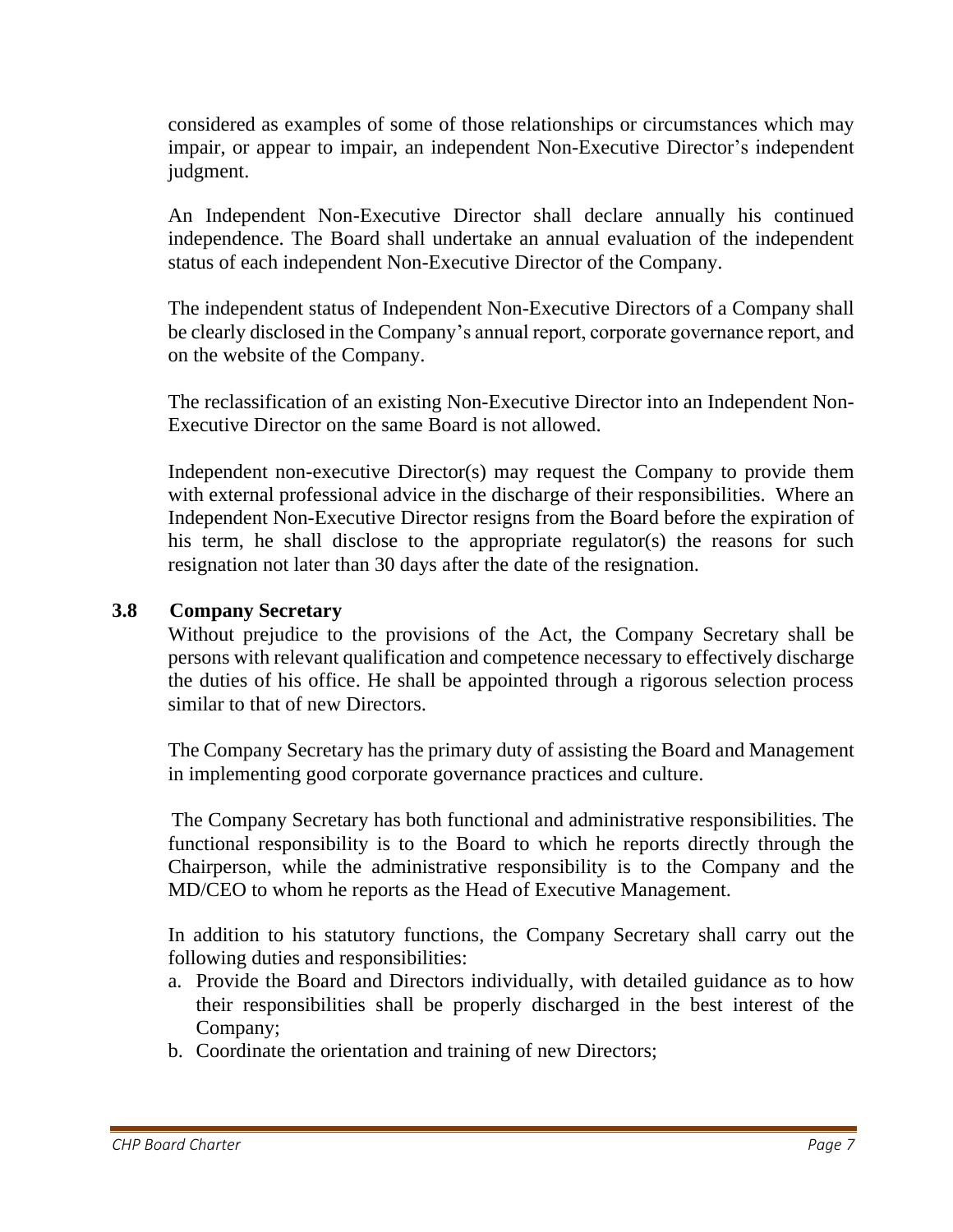considered as examples of some of those relationships or circumstances which may impair, or appear to impair, an independent Non-Executive Director's independent judgment.

An Independent Non-Executive Director shall declare annually his continued independence. The Board shall undertake an annual evaluation of the independent status of each independent Non-Executive Director of the Company.

The independent status of Independent Non-Executive Directors of a Company shall be clearly disclosed in the Company's annual report, corporate governance report, and on the website of the Company.

The reclassification of an existing Non-Executive Director into an Independent Non-Executive Director on the same Board is not allowed.

Independent non-executive Director(s) may request the Company to provide them with external professional advice in the discharge of their responsibilities. Where an Independent Non-Executive Director resigns from the Board before the expiration of his term, he shall disclose to the appropriate regulator(s) the reasons for such resignation not later than 30 days after the date of the resignation.

### 3.8 Company Secretary

Without prejudice to the provisions of the Act, the Company Secretary shall be persons with relevant qualification and competence necessary to effectively discharge the duties of his office. He shall be appointed through a rigorous selection process similar to that of new Directors.

The Company Secretary has the primary duty of assisting the Board and Management in implementing good corporate governance practices and culture.

The Company Secretary has both functional and administrative responsibilities. The functional responsibility is to the Board to which he reports directly through the Chairperson, while the administrative responsibility is to the Company and the MD/CEO to whom he reports as the Head of Executive Management.

In addition to his statutory functions, the Company Secretary shall carry out the following duties and responsibilities:

a. Provide the Board and Directors individually, with detailed guidance as to how their responsibilities shall be properly discharged in the best interest of the Company;
b. Coordinate the orientation and training of new Directors;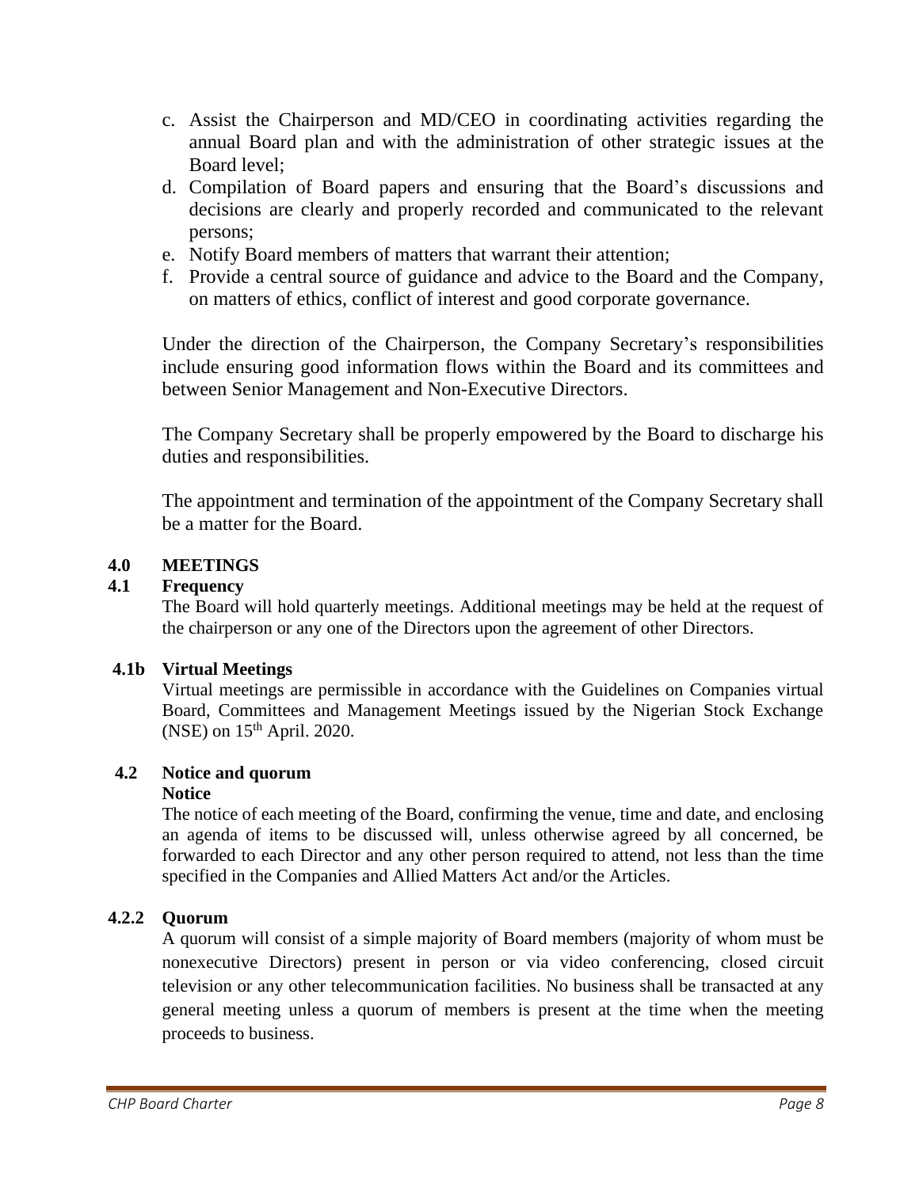c. Assist the Chairperson and MD/CEO in coordinating activities regarding the annual Board plan and with the administration of other strategic issues at the Board level;
d. Compilation of Board papers and ensuring that the Board's discussions and decisions are clearly and properly recorded and communicated to the relevant persons;
e. Notify Board members of matters that warrant their attention;
f. Provide a central source of guidance and advice to the Board and the Company, on matters of ethics, conflict of interest and good corporate governance.

Under the direction of the Chairperson, the Company Secretary's responsibilities include ensuring good information flows within the Board and its committees and between Senior Management and Non-Executive Directors.

The Company Secretary shall be properly empowered by the Board to discharge his duties and responsibilities.

The appointment and termination of the appointment of the Company Secretary shall be a matter for the Board.

## 4.0 MEETINGS

### 4.1 Frequency

The Board will hold quarterly meetings. Additional meetings may be held at the request of the chairperson or any one of the Directors upon the agreement of other Directors.

### 4.1b Virtual Meetings

Virtual meetings are permissible in accordance with the Guidelines on Companies virtual Board, Committees and Management Meetings issued by the Nigerian Stock Exchange (NSE) on 15th April. 2020.

### 4.2 Notice and quorum

**Notice**

The notice of each meeting of the Board, confirming the venue, time and date, and enclosing an agenda of items to be discussed will, unless otherwise agreed by all concerned, be forwarded to each Director and any other person required to attend, not less than the time specified in the Companies and Allied Matters Act and/or the Articles.

### 4.2.2 Quorum

A quorum will consist of a simple majority of Board members (majority of whom must be nonexecutive Directors) present in person or via video conferencing, closed circuit television or any other telecommunication facilities. No business shall be transacted at any general meeting unless a quorum of members is present at the time when the meeting proceeds to business.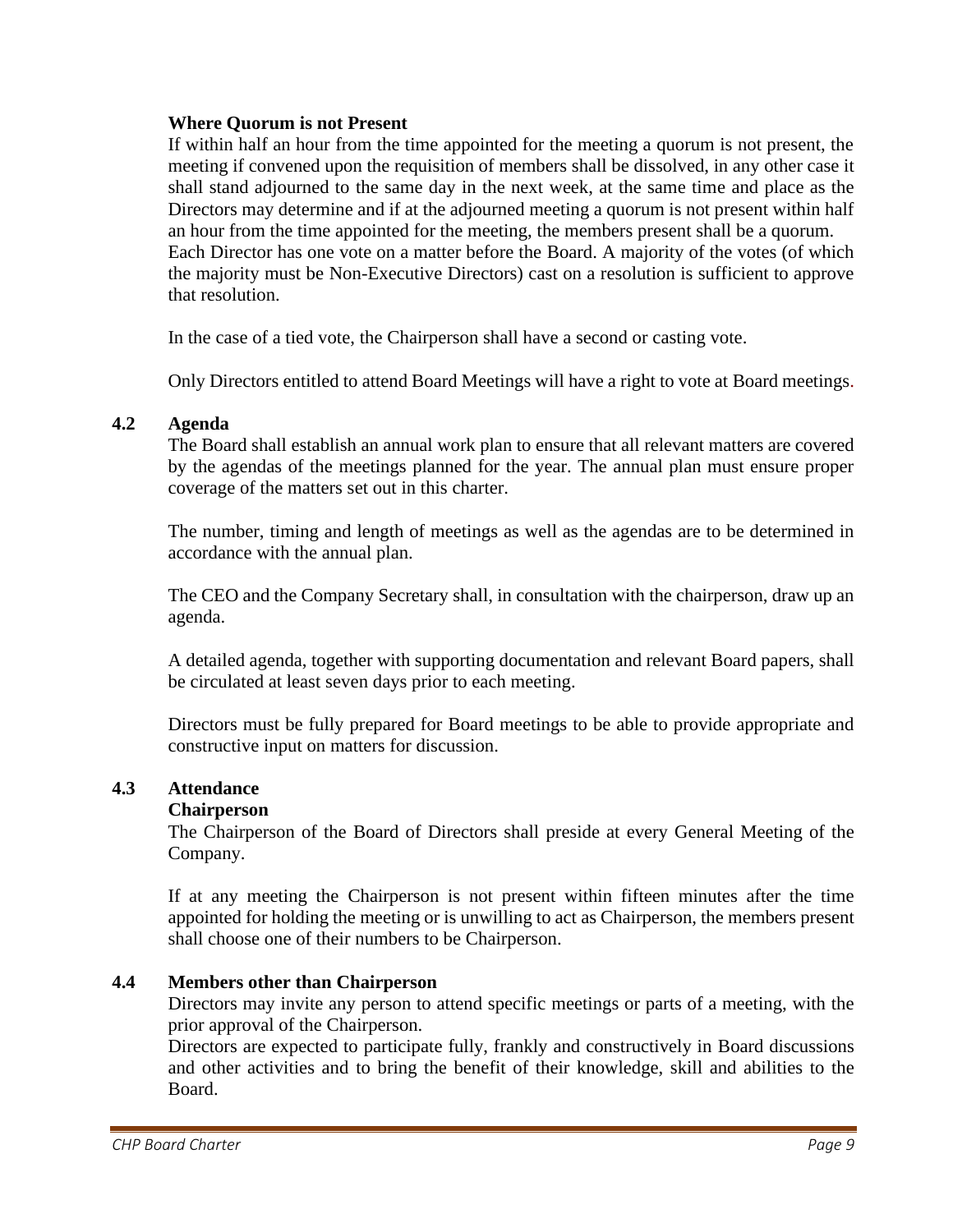**Where Quorum is not Present**

If within half an hour from the time appointed for the meeting a quorum is not present, the meeting if convened upon the requisition of members shall be dissolved, in any other case it shall stand adjourned to the same day in the next week, at the same time and place as the Directors may determine and if at the adjourned meeting a quorum is not present within half an hour from the time appointed for the meeting, the members present shall be a quorum.

Each Director has one vote on a matter before the Board. A majority of the votes (of which the majority must be Non-Executive Directors) cast on a resolution is sufficient to approve that resolution.

In the case of a tied vote, the Chairperson shall have a second or casting vote.

Only Directors entitled to attend Board Meetings will have a right to vote at Board meetings.

## 4.2 Agenda

The Board shall establish an annual work plan to ensure that all relevant matters are covered by the agendas of the meetings planned for the year. The annual plan must ensure proper coverage of the matters set out in this charter.

The number, timing and length of meetings as well as the agendas are to be determined in accordance with the annual plan.

The CEO and the Company Secretary shall, in consultation with the chairperson, draw up an agenda.

A detailed agenda, together with supporting documentation and relevant Board papers, shall be circulated at least seven days prior to each meeting.

Directors must be fully prepared for Board meetings to be able to provide appropriate and constructive input on matters for discussion.

## 4.3 Attendance

**Chairperson**

The Chairperson of the Board of Directors shall preside at every General Meeting of the Company.

If at any meeting the Chairperson is not present within fifteen minutes after the time appointed for holding the meeting or is unwilling to act as Chairperson, the members present shall choose one of their numbers to be Chairperson.

## 4.4 Members other than Chairperson

Directors may invite any person to attend specific meetings or parts of a meeting, with the prior approval of the Chairperson.

Directors are expected to participate fully, frankly and constructively in Board discussions and other activities and to bring the benefit of their knowledge, skill and abilities to the Board.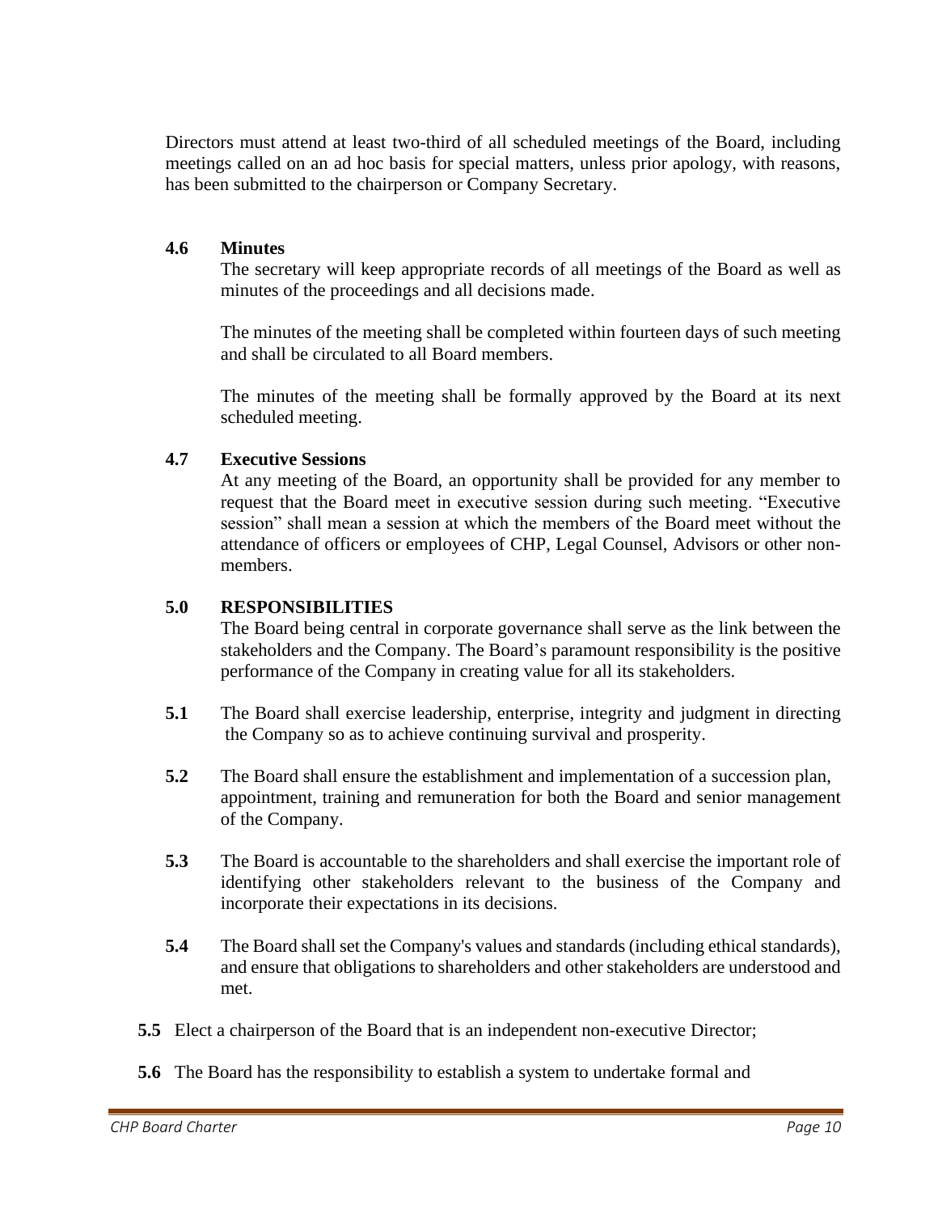Directors must attend at least two-third of all scheduled meetings of the Board, including meetings called on an ad hoc basis for special matters, unless prior apology, with reasons, has been submitted to the chairperson or Company Secretary.

### 4.6 Minutes

The secretary will keep appropriate records of all meetings of the Board as well as minutes of the proceedings and all decisions made.

The minutes of the meeting shall be completed within fourteen days of such meeting and shall be circulated to all Board members.

The minutes of the meeting shall be formally approved by the Board at its next scheduled meeting.

### 4.7 Executive Sessions

At any meeting of the Board, an opportunity shall be provided for any member to request that the Board meet in executive session during such meeting. "Executive session" shall mean a session at which the members of the Board meet without the attendance of officers or employees of CHP, Legal Counsel, Advisors or other non-members.

## 5.0 RESPONSIBILITIES

The Board being central in corporate governance shall serve as the link between the stakeholders and the Company. The Board's paramount responsibility is the positive performance of the Company in creating value for all its stakeholders.

**5.1** The Board shall exercise leadership, enterprise, integrity and judgment in directing the Company so as to achieve continuing survival and prosperity.

**5.2** The Board shall ensure the establishment and implementation of a succession plan, appointment, training and remuneration for both the Board and senior management of the Company.

**5.3** The Board is accountable to the shareholders and shall exercise the important role of identifying other stakeholders relevant to the business of the Company and incorporate their expectations in its decisions.

**5.4** The Board shall set the Company's values and standards (including ethical standards), and ensure that obligations to shareholders and other stakeholders are understood and met.

**5.5** Elect a chairperson of the Board that is an independent non-executive Director;

**5.6** The Board has the responsibility to establish a system to undertake formal and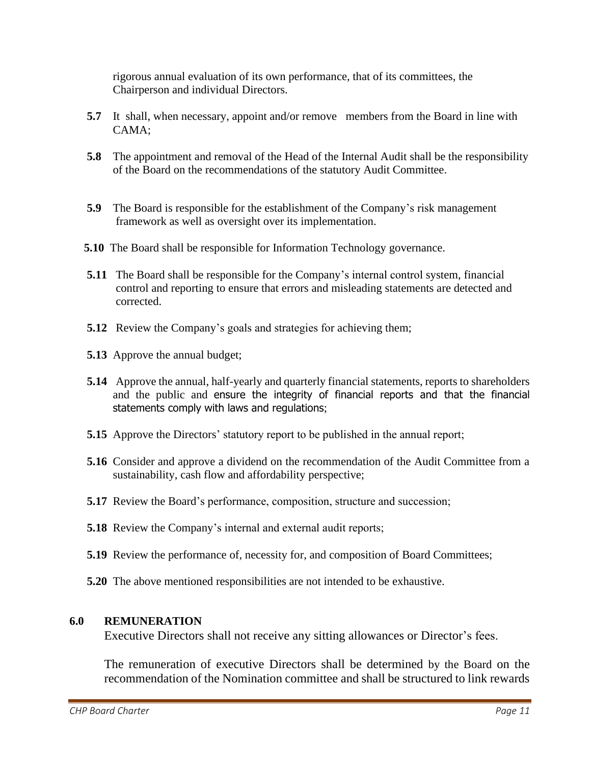rigorous annual evaluation of its own performance, that of its committees, the Chairperson and individual Directors.

**5.7** It shall, when necessary, appoint and/or remove members from the Board in line with CAMA;

**5.8** The appointment and removal of the Head of the Internal Audit shall be the responsibility of the Board on the recommendations of the statutory Audit Committee.

**5.9** The Board is responsible for the establishment of the Company's risk management framework as well as oversight over its implementation.

**5.10** The Board shall be responsible for Information Technology governance.

**5.11** The Board shall be responsible for the Company's internal control system, financial control and reporting to ensure that errors and misleading statements are detected and corrected.

**5.12** Review the Company's goals and strategies for achieving them;

**5.13** Approve the annual budget;

**5.14** Approve the annual, half-yearly and quarterly financial statements, reports to shareholders and the public and ensure the integrity of financial reports and that the financial statements comply with laws and regulations;

**5.15** Approve the Directors' statutory report to be published in the annual report;

**5.16** Consider and approve a dividend on the recommendation of the Audit Committee from a sustainability, cash flow and affordability perspective;

**5.17** Review the Board's performance, composition, structure and succession;

**5.18** Review the Company's internal and external audit reports;

**5.19** Review the performance of, necessity for, and composition of Board Committees;

**5.20** The above mentioned responsibilities are not intended to be exhaustive.

## 6.0 REMUNERATION

Executive Directors shall not receive any sitting allowances or Director's fees.

The remuneration of executive Directors shall be determined by the Board on the recommendation of the Nomination committee and shall be structured to link rewards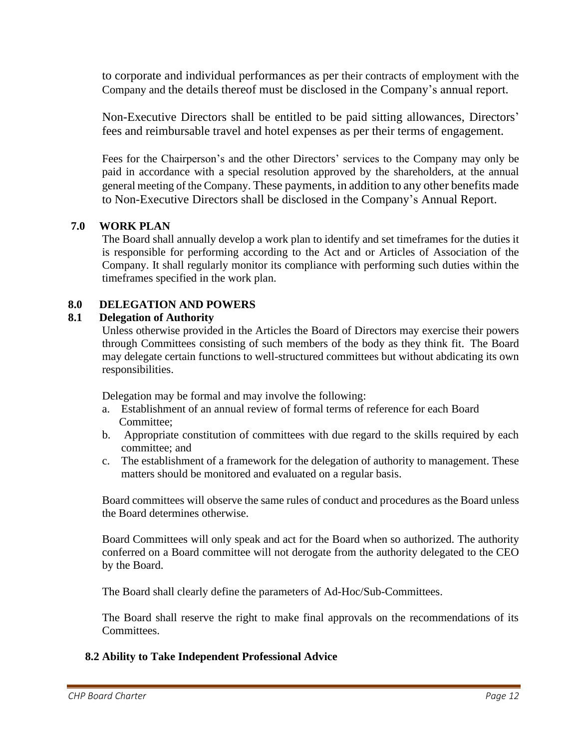to corporate and individual performances as per their contracts of employment with the Company and the details thereof must be disclosed in the Company's annual report.

Non-Executive Directors shall be entitled to be paid sitting allowances, Directors' fees and reimbursable travel and hotel expenses as per their terms of engagement.

Fees for the Chairperson's and the other Directors' services to the Company may only be paid in accordance with a special resolution approved by the shareholders, at the annual general meeting of the Company. These payments, in addition to any other benefits made to Non-Executive Directors shall be disclosed in the Company's Annual Report.

## 7.0 WORK PLAN

The Board shall annually develop a work plan to identify and set timeframes for the duties it is responsible for performing according to the Act and or Articles of Association of the Company. It shall regularly monitor its compliance with performing such duties within the timeframes specified in the work plan.

## 8.0 DELEGATION AND POWERS

### 8.1 Delegation of Authority

Unless otherwise provided in the Articles the Board of Directors may exercise their powers through Committees consisting of such members of the body as they think fit. The Board may delegate certain functions to well-structured committees but without abdicating its own responsibilities.

Delegation may be formal and may involve the following:

a. Establishment of an annual review of formal terms of reference for each Board Committee;
b. Appropriate constitution of committees with due regard to the skills required by each committee; and
c. The establishment of a framework for the delegation of authority to management. These matters should be monitored and evaluated on a regular basis.

Board committees will observe the same rules of conduct and procedures as the Board unless the Board determines otherwise.

Board Committees will only speak and act for the Board when so authorized. The authority conferred on a Board committee will not derogate from the authority delegated to the CEO by the Board.

The Board shall clearly define the parameters of Ad-Hoc/Sub-Committees.

The Board shall reserve the right to make final approvals on the recommendations of its Committees.

### 8.2 Ability to Take Independent Professional Advice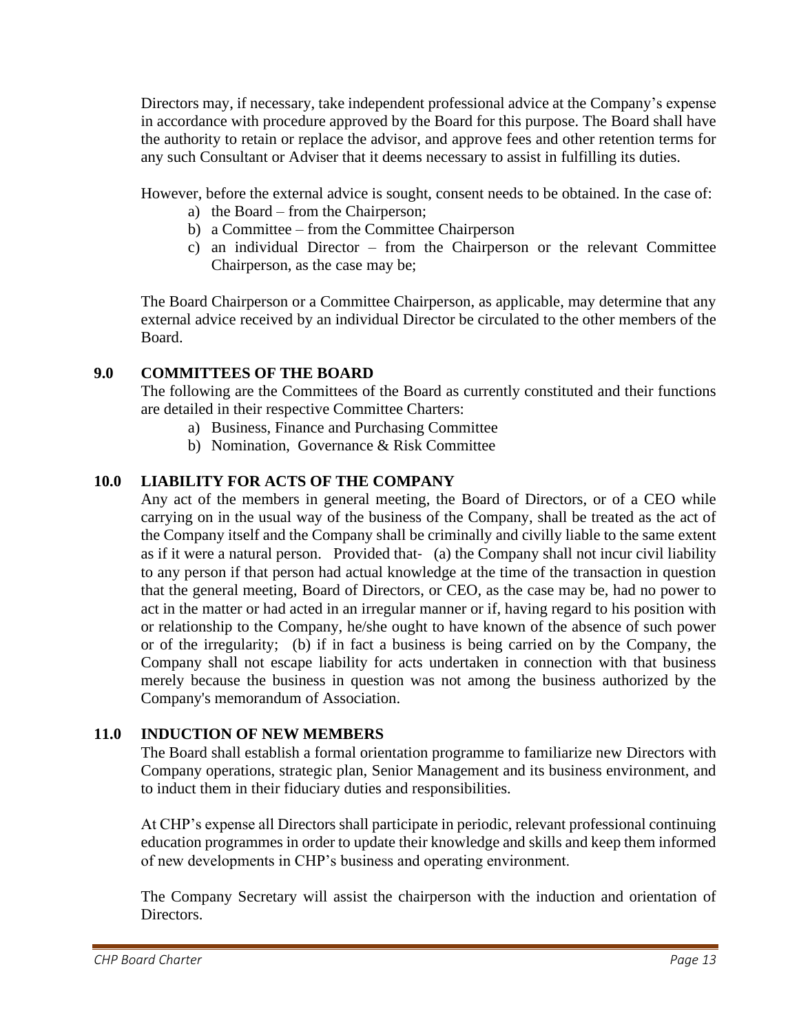Directors may, if necessary, take independent professional advice at the Company's expense in accordance with procedure approved by the Board for this purpose. The Board shall have the authority to retain or replace the advisor, and approve fees and other retention terms for any such Consultant or Adviser that it deems necessary to assist in fulfilling its duties.

However, before the external advice is sought, consent needs to be obtained. In the case of:

a) the Board – from the Chairperson;
b) a Committee – from the Committee Chairperson
c) an individual Director – from the Chairperson or the relevant Committee Chairperson, as the case may be;

The Board Chairperson or a Committee Chairperson, as applicable, may determine that any external advice received by an individual Director be circulated to the other members of the Board.

## 9.0 COMMITTEES OF THE BOARD

The following are the Committees of the Board as currently constituted and their functions are detailed in their respective Committee Charters:

a) Business, Finance and Purchasing Committee
b) Nomination, Governance & Risk Committee

## 10.0 LIABILITY FOR ACTS OF THE COMPANY

Any act of the members in general meeting, the Board of Directors, or of a CEO while carrying on in the usual way of the business of the Company, shall be treated as the act of the Company itself and the Company shall be criminally and civilly liable to the same extent as if it were a natural person. Provided that- (a) the Company shall not incur civil liability to any person if that person had actual knowledge at the time of the transaction in question that the general meeting, Board of Directors, or CEO, as the case may be, had no power to act in the matter or had acted in an irregular manner or if, having regard to his position with or relationship to the Company, he/she ought to have known of the absence of such power or of the irregularity; (b) if in fact a business is being carried on by the Company, the Company shall not escape liability for acts undertaken in connection with that business merely because the business in question was not among the business authorized by the Company's memorandum of Association.

## 11.0 INDUCTION OF NEW MEMBERS

The Board shall establish a formal orientation programme to familiarize new Directors with Company operations, strategic plan, Senior Management and its business environment, and to induct them in their fiduciary duties and responsibilities.

At CHP's expense all Directors shall participate in periodic, relevant professional continuing education programmes in order to update their knowledge and skills and keep them informed of new developments in CHP's business and operating environment.

The Company Secretary will assist the chairperson with the induction and orientation of Directors.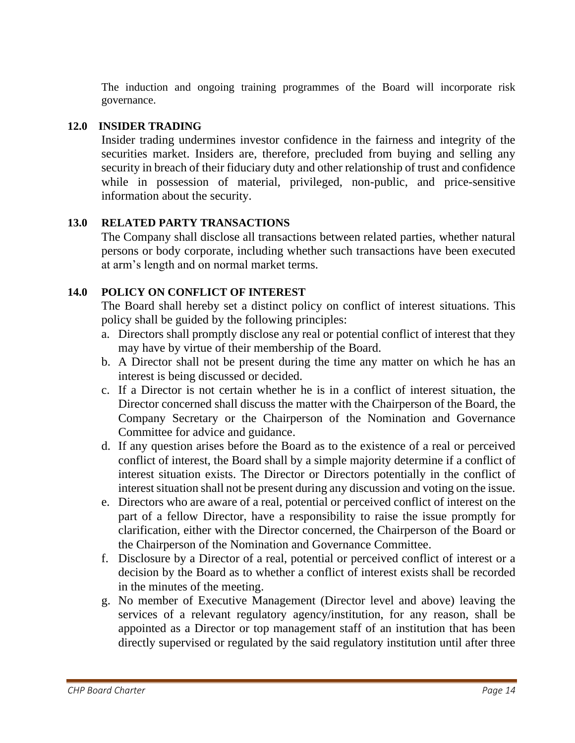The induction and ongoing training programmes of the Board will incorporate risk governance.

## 12.0 INSIDER TRADING

Insider trading undermines investor confidence in the fairness and integrity of the securities market. Insiders are, therefore, precluded from buying and selling any security in breach of their fiduciary duty and other relationship of trust and confidence while in possession of material, privileged, non-public, and price-sensitive information about the security.

## 13.0 RELATED PARTY TRANSACTIONS

The Company shall disclose all transactions between related parties, whether natural persons or body corporate, including whether such transactions have been executed at arm's length and on normal market terms.

## 14.0 POLICY ON CONFLICT OF INTEREST

The Board shall hereby set a distinct policy on conflict of interest situations. This policy shall be guided by the following principles:

a. Directors shall promptly disclose any real or potential conflict of interest that they may have by virtue of their membership of the Board.
b. A Director shall not be present during the time any matter on which he has an interest is being discussed or decided.
c. If a Director is not certain whether he is in a conflict of interest situation, the Director concerned shall discuss the matter with the Chairperson of the Board, the Company Secretary or the Chairperson of the Nomination and Governance Committee for advice and guidance.
d. If any question arises before the Board as to the existence of a real or perceived conflict of interest, the Board shall by a simple majority determine if a conflict of interest situation exists. The Director or Directors potentially in the conflict of interest situation shall not be present during any discussion and voting on the issue.
e. Directors who are aware of a real, potential or perceived conflict of interest on the part of a fellow Director, have a responsibility to raise the issue promptly for clarification, either with the Director concerned, the Chairperson of the Board or the Chairperson of the Nomination and Governance Committee.
f. Disclosure by a Director of a real, potential or perceived conflict of interest or a decision by the Board as to whether a conflict of interest exists shall be recorded in the minutes of the meeting.
g. No member of Executive Management (Director level and above) leaving the services of a relevant regulatory agency/institution, for any reason, shall be appointed as a Director or top management staff of an institution that has been directly supervised or regulated by the said regulatory institution until after three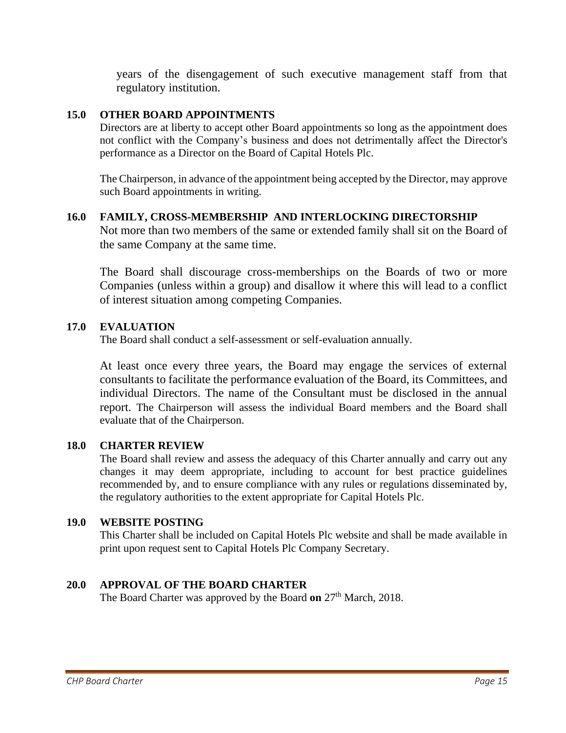years of the disengagement of such executive management staff from that regulatory institution.

## 15.0 OTHER BOARD APPOINTMENTS

Directors are at liberty to accept other Board appointments so long as the appointment does not conflict with the Company's business and does not detrimentally affect the Director's performance as a Director on the Board of Capital Hotels Plc.

The Chairperson, in advance of the appointment being accepted by the Director, may approve such Board appointments in writing.

## 16.0 FAMILY, CROSS-MEMBERSHIP AND INTERLOCKING DIRECTORSHIP

Not more than two members of the same or extended family shall sit on the Board of the same Company at the same time.

The Board shall discourage cross-memberships on the Boards of two or more Companies (unless within a group) and disallow it where this will lead to a conflict of interest situation among competing Companies.

## 17.0 EVALUATION

The Board shall conduct a self-assessment or self-evaluation annually.

At least once every three years, the Board may engage the services of external consultants to facilitate the performance evaluation of the Board, its Committees, and individual Directors. The name of the Consultant must be disclosed in the annual report. The Chairperson will assess the individual Board members and the Board shall evaluate that of the Chairperson.

## 18.0 CHARTER REVIEW

The Board shall review and assess the adequacy of this Charter annually and carry out any changes it may deem appropriate, including to account for best practice guidelines recommended by, and to ensure compliance with any rules or regulations disseminated by, the regulatory authorities to the extent appropriate for Capital Hotels Plc.

## 19.0 WEBSITE POSTING

This Charter shall be included on Capital Hotels Plc website and shall be made available in print upon request sent to Capital Hotels Plc Company Secretary.

## 20.0 APPROVAL OF THE BOARD CHARTER

The Board Charter was approved by the Board **on** 27th March, 2018.